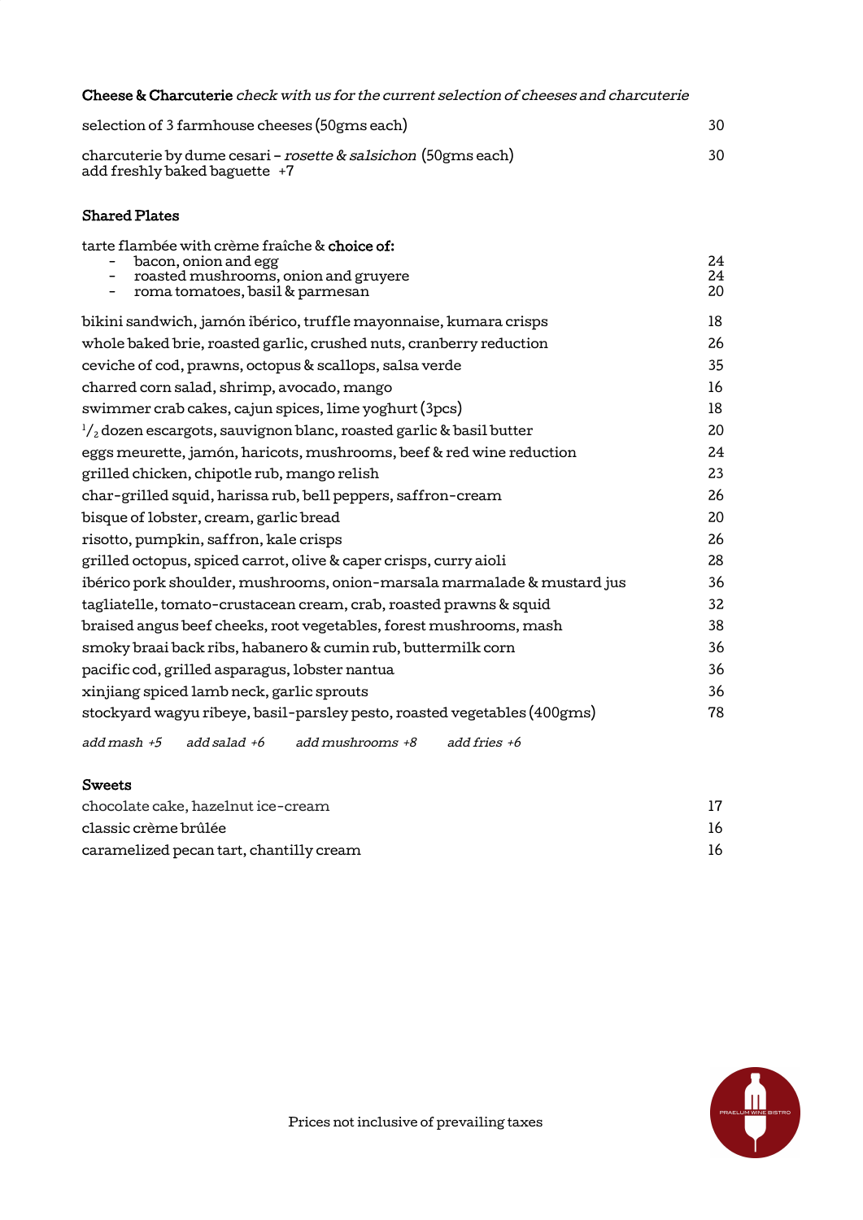## Cheese & Charcuterie *check with us for the current selection of cheeses and charcuterie*

| | |
|---|---|
| selection of 3 farmhouse cheeses (50gms each) | 30 |
| charcuterie by dume cesari – *rosette & salsichon* (50gms each)<br>add freshly baked baguette +7 | 30 |

## Shared Plates

tarte flambée with crème fraîche & **choice of:**

| | |
|---|---|
| - bacon, onion and egg | 24 |
| - roasted mushrooms, onion and gruyere | 24 |
| - roma tomatoes, basil & parmesan | 20 |

| | |
|---|---|
| bikini sandwich, jamón ibérico, truffle mayonnaise, kumara crisps | 18 |
| whole baked brie, roasted garlic, crushed nuts, cranberry reduction | 26 |
| ceviche of cod, prawns, octopus & scallops, salsa verde | 35 |
| charred corn salad, shrimp, avocado, mango | 16 |
| swimmer crab cakes, cajun spices, lime yoghurt (3pcs) | 18 |
| $^{1}/_{2}$ dozen escargots, sauvignon blanc, roasted garlic & basil butter | 20 |
| eggs meurette, jamón, haricots, mushrooms, beef & red wine reduction | 24 |
| grilled chicken, chipotle rub, mango relish | 23 |
| char-grilled squid, harissa rub, bell peppers, saffron-cream | 26 |
| bisque of lobster, cream, garlic bread | 20 |
| risotto, pumpkin, saffron, kale crisps | 26 |
| grilled octopus, spiced carrot, olive & caper crisps, curry aioli | 28 |
| ibérico pork shoulder, mushrooms, onion-marsala marmalade & mustard jus | 36 |
| tagliatelle, tomato-crustacean cream, crab, roasted prawns & squid | 32 |
| braised angus beef cheeks, root vegetables, forest mushrooms, mash | 38 |
| smoky braai back ribs, habanero & cumin rub, buttermilk corn | 36 |
| pacific cod, grilled asparagus, lobster nantua | 36 |
| xinjiang spiced lamb neck, garlic sprouts | 36 |
| stockyard wagyu ribeye, basil-parsley pesto, roasted vegetables (400gms) | 78 |

*add mash +5* *add salad +6* *add mushrooms +8* *add fries +6*

## Sweets

| | |
|---|---|
| chocolate cake, hazelnut ice-cream | 17 |
| classic crème brûlée | 16 |
| caramelized pecan tart, chantilly cream | 16 |

Prices not inclusive of prevailing taxes

PRAELUM WINE BISTRO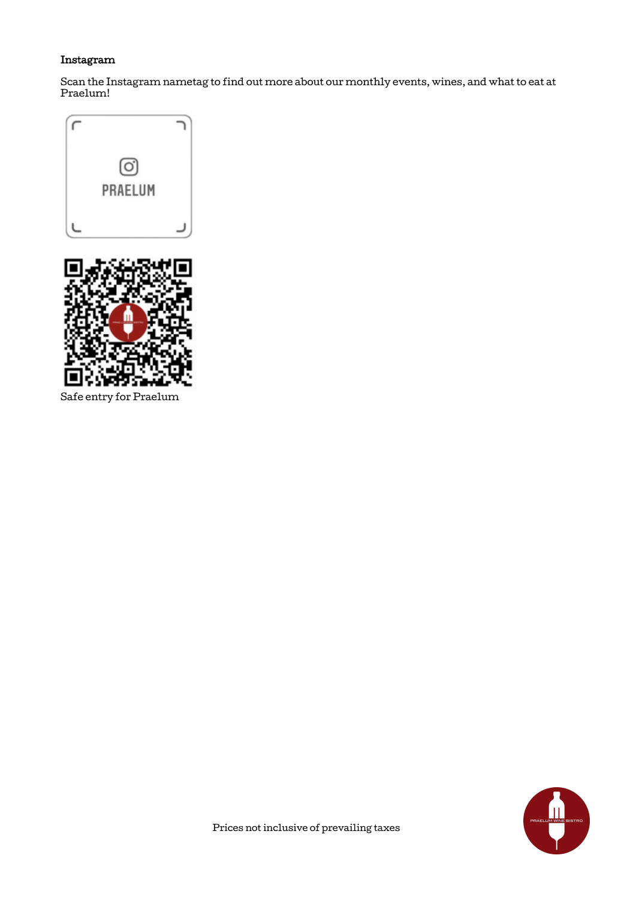### Instagram

Scan the Instagram nametag to find out more about our monthly events, wines, and what to eat at Praelum!

PRAELUM

Safe entry for Praelum

Prices not inclusive of prevailing taxes